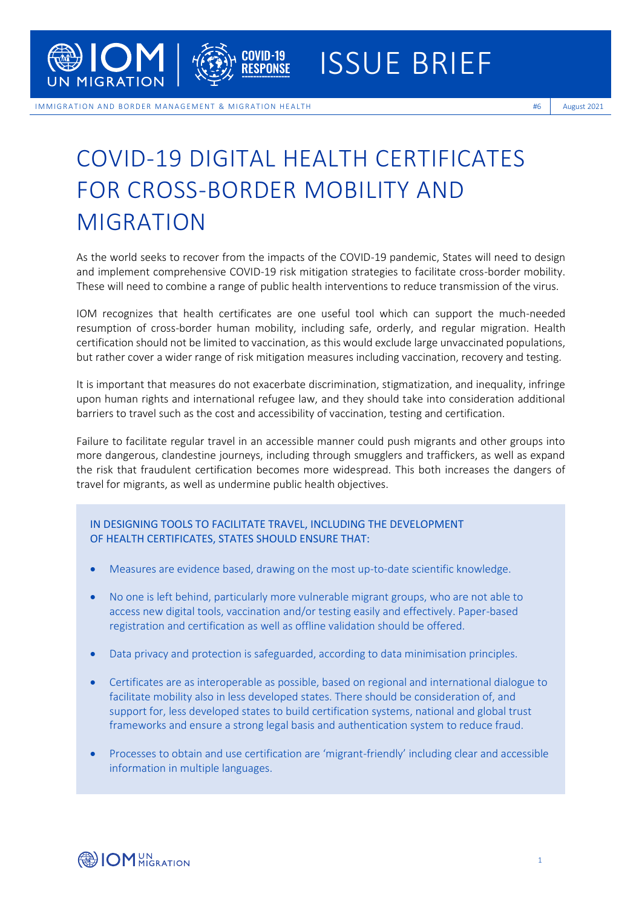# ISSUE BRIEF

IMMIGRATION AND BORDER MANAGEMENT & MIGRATION HEALTH

#6 | August 2021

# COVID-19 DIGITAL HEALTH CERTIFICATES FOR CROSS-BORDER MOBILITY AND MIGRATION

As the world seeks to recover from the impacts of the COVID-19 pandemic, States will need to design and implement comprehensive COVID-19 risk mitigation strategies to facilitate cross-border mobility. These will need to combine a range of public health interventions to reduce transmission of the virus.

IOM recognizes that health certificates are one useful tool which can support the much-needed resumption of cross-border human mobility, including safe, orderly, and regular migration. Health certification should not be limited to vaccination, as this would exclude large unvaccinated populations, but rather cover a wider range of risk mitigation measures including vaccination, recovery and testing.

It is important that measures do not exacerbate discrimination, stigmatization, and inequality, infringe upon human rights and international refugee law, and they should take into consideration additional barriers to travel such as the cost and accessibility of vaccination, testing and certification.

Failure to facilitate regular travel in an accessible manner could push migrants and other groups into more dangerous, clandestine journeys, including through smugglers and traffickers, as well as expand the risk that fraudulent certification becomes more widespread. This both increases the dangers of travel for migrants, as well as undermine public health objectives.

## IN DESIGNING TOOLS TO FACILITATE TRAVEL, INCLUDING THE DEVELOPMENT OF HEALTH CERTIFICATES, STATES SHOULD ENSURE THAT:

- Measures are evidence based, drawing on the most up-to-date scientific knowledge.
- No one is left behind, particularly more vulnerable migrant groups, who are not able to access new digital tools, vaccination and/or testing easily and effectively. Paper-based registration and certification as well as offline validation should be offered.
- Data privacy and protection is safeguarded, according to data minimisation principles.
- Certificates are as interoperable as possible, based on regional and international dialogue to facilitate mobility also in less developed states. There should be consideration of, and support for, less developed states to build certification systems, national and global trust frameworks and ensure a strong legal basis and authentication system to reduce fraud.
- Processes to obtain and use certification are 'migrant-friendly' including clear and accessible information in multiple languages.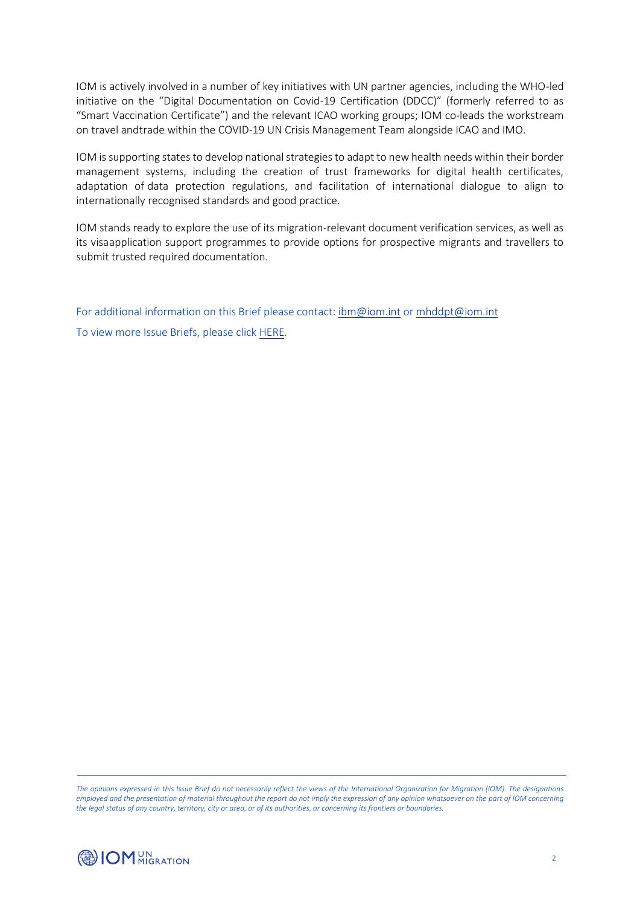IOM is actively involved in a number of key initiatives with UN partner agencies, including the WHO-led initiative on the "Digital Documentation on Covid-19 Certification (DDCC)" (formerly referred to as "Smart Vaccination Certificate") and the relevant ICAO working groups; IOM co-leads the workstream on travel andtrade within the COVID-19 UN Crisis Management Team alongside ICAO and IMO.

IOM is supporting states to develop national strategies to adapt to new health needs within their border management systems, including the creation of trust frameworks for digital health certificates, adaptation of data protection regulations, and facilitation of international dialogue to align to internationally recognised standards and good practice.

IOM stands ready to explore the use of its migration-relevant document verification services, as well as its visaapplication support programmes to provide options for prospective migrants and travellers to submit trusted required documentation.

For additional information on this Brief please contact: ibm@iom.int or mhddpt@iom.int

To view more Issue Briefs, please click HERE.

*The opinions expressed in this Issue Brief do not necessarily reflect the views of the International Organization for Migration (IOM). The designations employed and the presentation of material throughout the report do not imply the expression of any opinion whatsoever on the part of IOM concerning the legal status of any country, territory, city or area, or of its authorities, or concerning its frontiers or boundaries.*